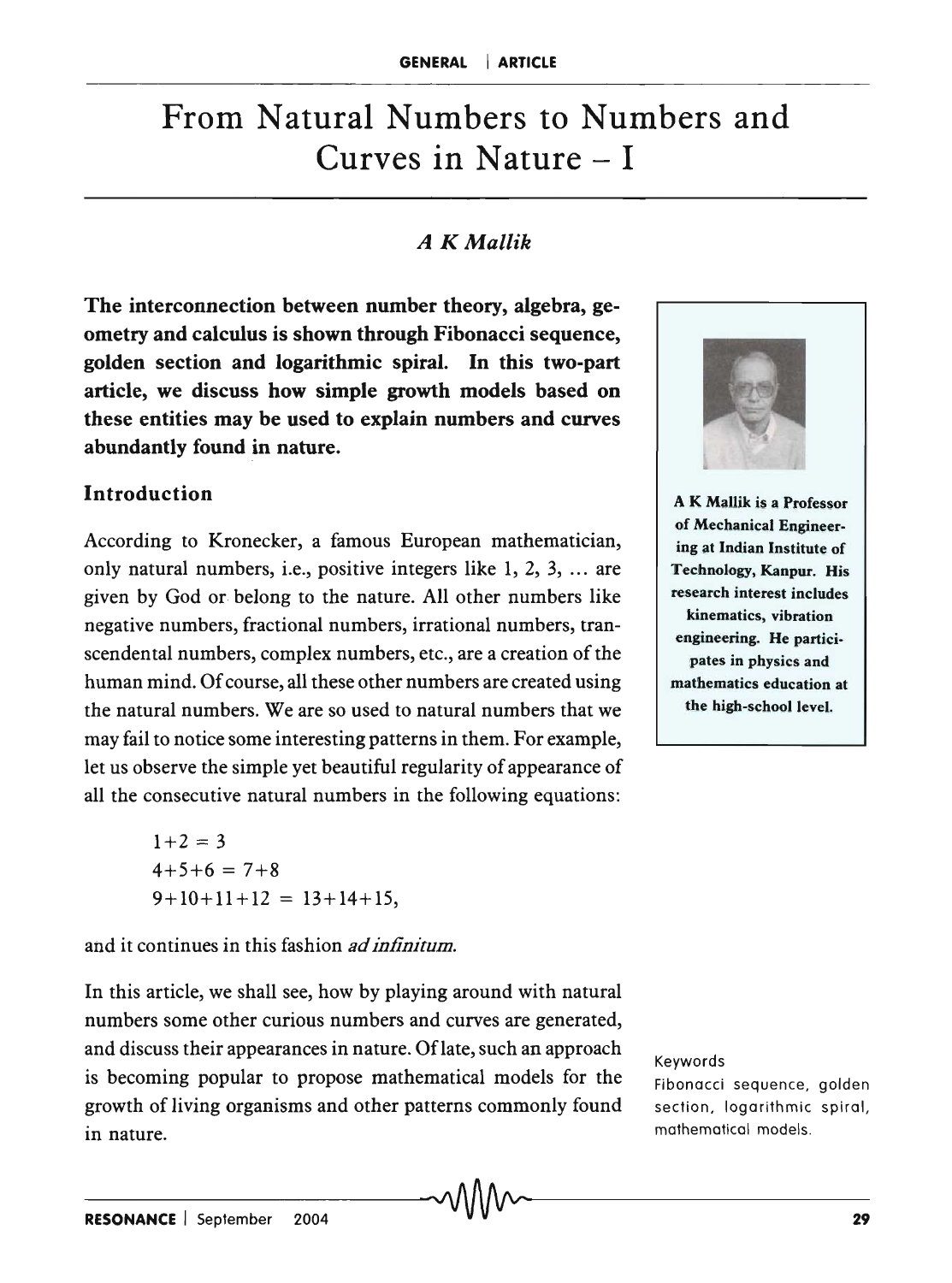# From Natural Numbers to Numbers and Curves in Nature – I

*A K Mallik*

**The interconnection between number theory, algebra, geometry and calculus is shown through Fibonacci sequence, golden section and logarithmic spiral. In this two-part article, we discuss how simple growth models based on these entities may be used to explain numbers and curves abundantly found in nature.**

A K Mallik is a Professor of Mechanical Engineering at Indian Institute of Technology, Kanpur. His research interest includes kinematics, vibration engineering. He participates in physics and mathematics education at the high-school level.

## Introduction

According to Kronecker, a famous European mathematician, only natural numbers, i.e., positive integers like 1, 2, 3, ... are given by God or belong to the nature. All other numbers like negative numbers, fractional numbers, irrational numbers, transcendental numbers, complex numbers, etc., are a creation of the human mind. Of course, all these other numbers are created using the natural numbers. We are so used to natural numbers that we may fail to notice some interesting patterns in them. For example, let us observe the simple yet beautiful regularity of appearance of all the consecutive natural numbers in the following equations:

$$1+2 = 3$$
$$4+5+6 = 7+8$$
$$9+10+11+12 = 13+14+15,$$

and it continues in this fashion *ad infinitum.*

In this article, we shall see, how by playing around with natural numbers some other curious numbers and curves are generated, and discuss their appearances in nature. Of late, such an approach is becoming popular to propose mathematical models for the growth of living organisms and other patterns commonly found in nature.

Keywords
Fibonacci sequence, golden section, logarithmic spiral, mathematical models.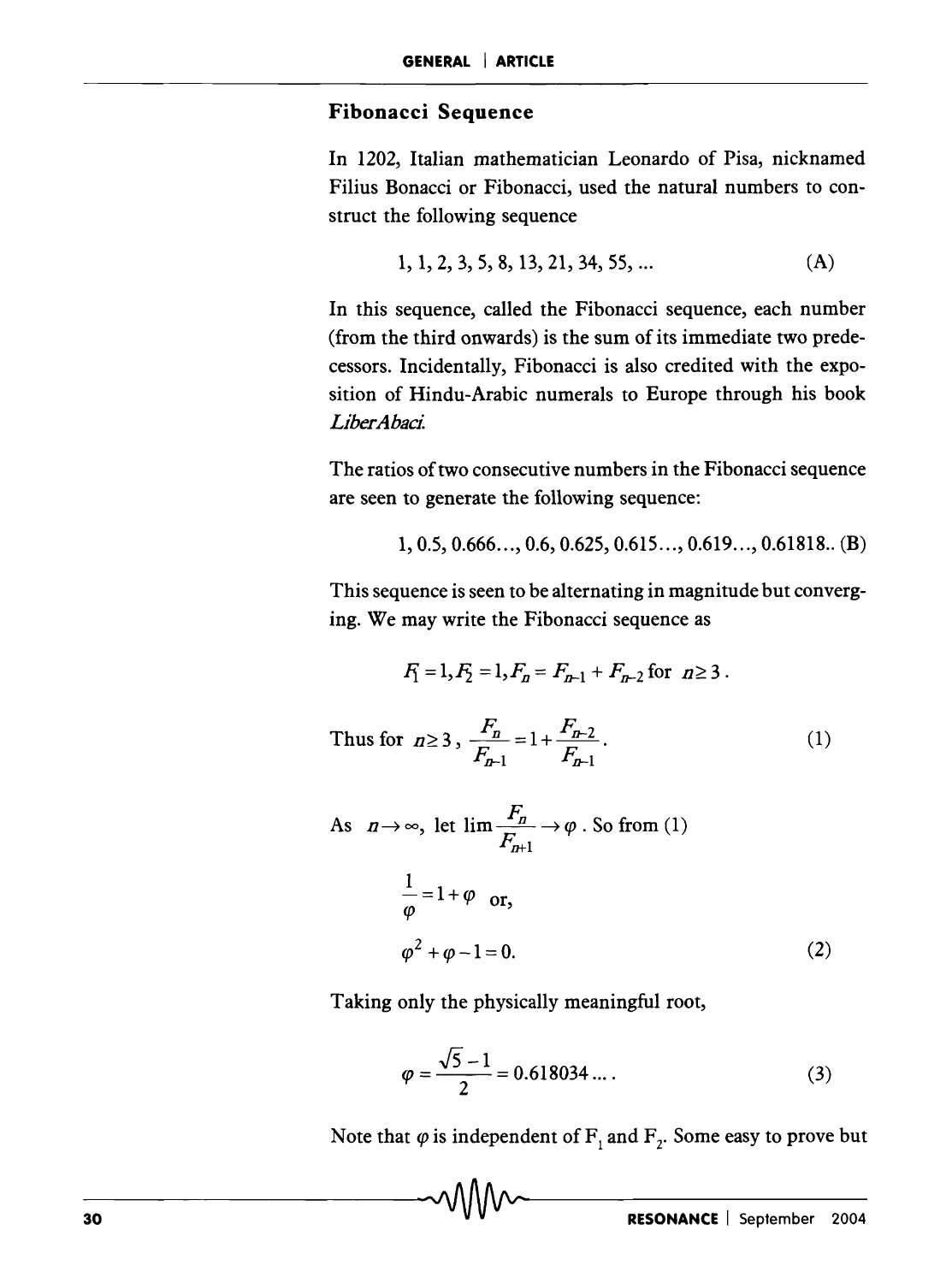## Fibonacci Sequence

In 1202, Italian mathematician Leonardo of Pisa, nicknamed Filius Bonacci or Fibonacci, used the natural numbers to construct the following sequence

$$1, 1, 2, 3, 5, 8, 13, 21, 34, 55, \ldots \qquad \text{(A)}$$

In this sequence, called the Fibonacci sequence, each number (from the third onwards) is the sum of its immediate two predecessors. Incidentally, Fibonacci is also credited with the exposition of Hindu-Arabic numerals to Europe through his book *LiberAbaci.*

The ratios of two consecutive numbers in the Fibonacci sequence are seen to generate the following sequence:

$$1, 0.5, 0.666\ldots, 0.6, 0.625, 0.615\ldots, 0.619\ldots, 0.61818.. \text{(B)}$$

This sequence is seen to be alternating in magnitude but converging. We may write the Fibonacci sequence as

$$F_1 = 1, F_2 = 1, F_n = F_{n-1} + F_{n-2} \text{ for } n \geq 3.$$

Thus for $n \geq 3$, $$\frac{F_n}{F_{n-1}} = 1 + \frac{F_{n-2}}{F_{n-1}}. \qquad (1)$$

As $n \to \infty$, let $\lim \frac{F_n}{F_{n+1}} \to \varphi$. So from (1)

$$\frac{1}{\varphi} = 1 + \varphi \text{ or,}$$

$$\varphi^2 + \varphi - 1 = 0. \qquad (2)$$

Taking only the physically meaningful root,

$$\varphi = \frac{\sqrt{5} - 1}{2} = 0.618034\ldots. \qquad (3)$$

Note that $\varphi$ is independent of $F_1$ and $F_2$. Some easy to prove but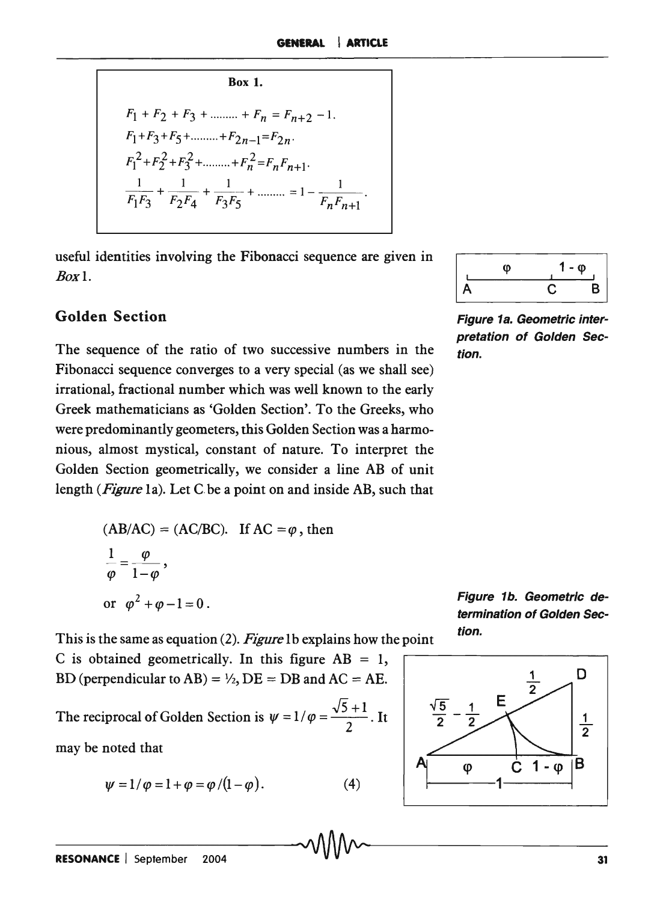**Box 1.**

$$F_1 + F_2 + F_3 + \dots\dots\dots + F_n = F_{n+2} - 1.$$

$$F_1 + F_3 + F_5 + \dots\dots\dots + F_{2n-1} = F_{2n}.$$

$$F_1^2 + F_2^2 + F_3^2 + \dots\dots\dots + F_n^2 = F_n F_{n+1}.$$

$$\frac{1}{F_1 F_3} + \frac{1}{F_2 F_4} + \frac{1}{F_3 F_5} + \dots\dots\dots = 1 - \frac{1}{F_n F_{n+1}}.$$

useful identities involving the Fibonacci sequence are given in *Box* 1.

## Golden Section

The sequence of the ratio of two successive numbers in the Fibonacci sequence converges to a very special (as we shall see) irrational, fractional number which was well known to the early Greek mathematicians as 'Golden Section'. To the Greeks, who were predominantly geometers, this Golden Section was a harmonious, almost mystical, constant of nature. To interpret the Golden Section geometrically, we consider a line AB of unit length (*Figure* 1a). Let C be a point on and inside AB, such that

**Figure 1a. Geometric interpretation of Golden Section.**

(AB/AC) = (AC/BC). If AC $= \varphi$, then

$$\frac{1}{\varphi} = \frac{\varphi}{1-\varphi},$$

$$\text{or } \varphi^2 + \varphi - 1 = 0.$$

This is the same as equation (2). *Figure* 1b explains how the point C is obtained geometrically. In this figure AB = 1, BD (perpendicular to AB) = ½, DE = DB and AC = AE.

**Figure 1b. Geometric determination of Golden Section.**

The reciprocal of Golden Section is $\psi = 1/\varphi = \dfrac{\sqrt{5}+1}{2}$. It may be noted that

$$\psi = 1/\varphi = 1 + \varphi = \varphi/(1-\varphi). \qquad (4)$$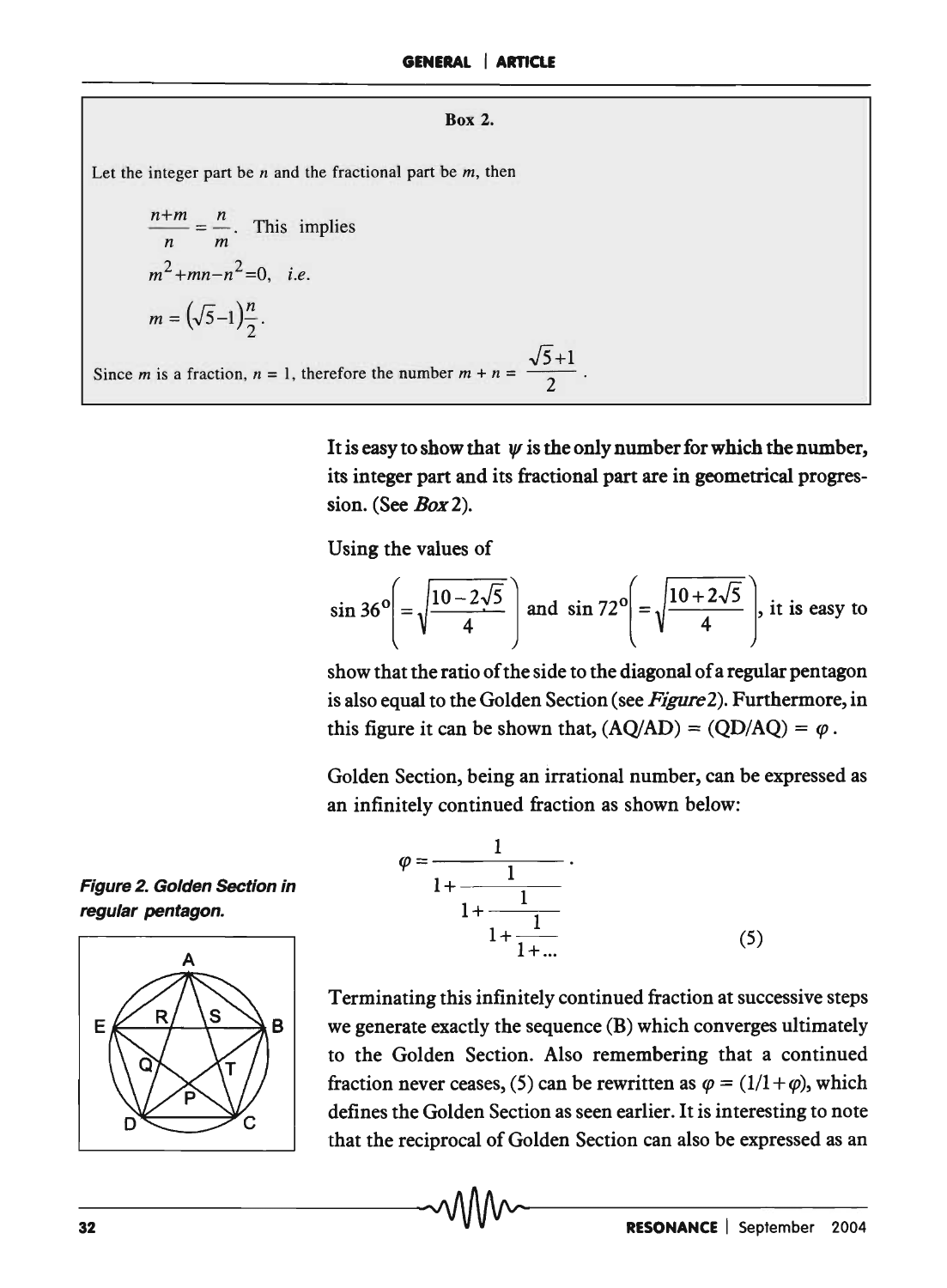**Box 2.**

Let the integer part be $n$ and the fractional part be $m$, then

$$\frac{n+m}{n} = \frac{n}{m}. \text{ This implies}$$

$$m^2 + mn - n^2 = 0, \quad i.e.$$

$$m = \left(\sqrt{5}-1\right)\frac{n}{2}.$$

Since $m$ is a fraction, $n = 1$, therefore the number $m + n = \dfrac{\sqrt{5}+1}{2}$.

It is easy to show that $\psi$ is the only number for which the number, its integer part and its fractional part are in geometrical progression. (See *Box* 2).

Using the values of

$\sin 36^\circ \left( = \sqrt{\dfrac{10-2\sqrt{5}}{4}} \right)$ and $\sin 72^\circ \left( = \sqrt{\dfrac{10+2\sqrt{5}}{4}} \right)$, it is easy to show that the ratio of the side to the diagonal of a regular pentagon is also equal to the Golden Section (see *Figure* 2). Furthermore, in this figure it can be shown that, $(AQ/AD) = (QD/AQ) = \varphi$.

*Figure 2. Golden Section in regular pentagon.*

Golden Section, being an irrational number, can be expressed as an infinitely continued fraction as shown below:

$$\varphi = \cfrac{1}{1+\cfrac{1}{1+\cfrac{1}{1+\cfrac{1}{1+\dots}}}}. \tag{5}$$

Terminating this infinitely continued fraction at successive steps we generate exactly the sequence (B) which converges ultimately to the Golden Section. Also remembering that a continued fraction never ceases, (5) can be rewritten as $\varphi = (1/1+\varphi)$, which defines the Golden Section as seen earlier. It is interesting to note that the reciprocal of Golden Section can also be expressed as an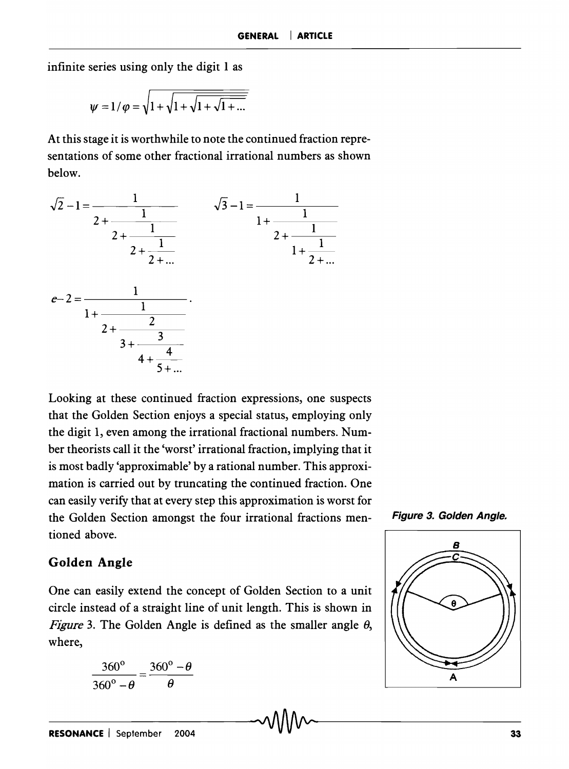infinite series using only the digit 1 as

$$\psi = 1/\varphi = \sqrt{1+\sqrt{1+\sqrt{1+\sqrt{1+\ldots}}}}$$

At this stage it is worthwhile to note the continued fraction representations of some other fractional irrational numbers as shown below.

$$\sqrt{2}-1 = \cfrac{1}{2+\cfrac{1}{2+\cfrac{1}{2+\cfrac{1}{2+\ldots}}}} \qquad \sqrt{3}-1 = \cfrac{1}{1+\cfrac{1}{2+\cfrac{1}{1+\cfrac{1}{2+\ldots}}}}$$

$$e-2 = \cfrac{1}{1+\cfrac{1}{2+\cfrac{2}{3+\cfrac{3}{4+\cfrac{4}{5+\ldots}}}}}.$$

Looking at these continued fraction expressions, one suspects that the Golden Section enjoys a special status, employing only the digit 1, even among the irrational fractional numbers. Number theorists call it the 'worst' irrational fraction, implying that it is most badly 'approximable' by a rational number. This approximation is carried out by truncating the continued fraction. One can easily verify that at every step this approximation is worst for the Golden Section amongst the four irrational fractions mentioned above.

## Golden Angle

One can easily extend the concept of Golden Section to a unit circle instead of a straight line of unit length. This is shown in *Figure* 3. The Golden Angle is defined as the smaller angle $\theta$, where,

$$\frac{360^\circ}{360^\circ - \theta} = \frac{360^\circ - \theta}{\theta}$$

*Figure 3. Golden Angle.*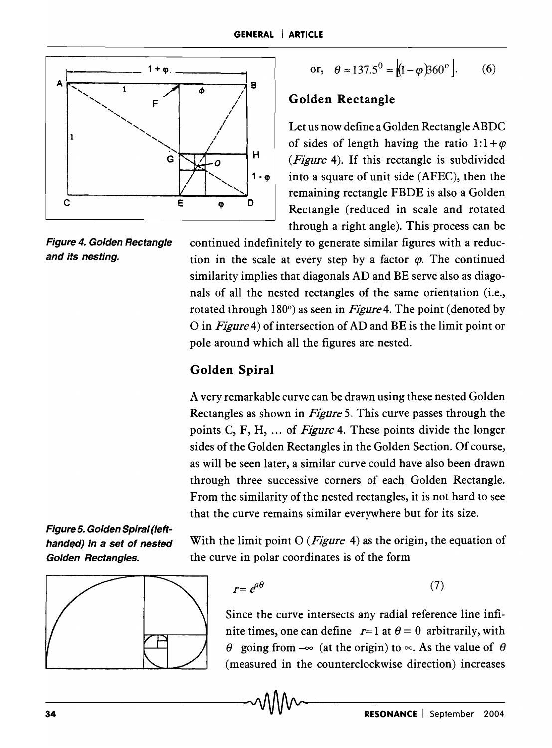$$\text{or,} \quad \theta \approx 137.5^0 = \left|(1-\varphi)360^\circ\right|. \qquad (6)$$

Figure 4. Golden Rectangle and its nesting.

## Golden Rectangle

Let us now define a Golden Rectangle ABDC of sides of length having the ratio $1:1+\varphi$ (*Figure* 4). If this rectangle is subdivided into a square of unit side (AFEC), then the remaining rectangle FBDE is also a Golden Rectangle (reduced in scale and rotated through a right angle). This process can be continued indefinitely to generate similar figures with a reduction in the scale at every step by a factor $\varphi$. The continued similarity implies that diagonals AD and BE serve also as diagonals of all the nested rectangles of the same orientation (i.e., rotated through 180°) as seen in *Figure* 4. The point (denoted by O in *Figure* 4) of intersection of AD and BE is the limit point or pole around which all the figures are nested.

## Golden Spiral

A very remarkable curve can be drawn using these nested Golden Rectangles as shown in *Figure* 5. This curve passes through the points C, F, H, ... of *Figure* 4. These points divide the longer sides of the Golden Rectangles in the Golden Section. Of course, as will be seen later, a similar curve could have also been drawn through three successive corners of each Golden Rectangle. From the similarity of the nested rectangles, it is not hard to see that the curve remains similar everywhere but for its size.

Figure 5. Golden Spiral (left-handed) in a set of nested Golden Rectangles.

With the limit point O (*Figure* 4) as the origin, the equation of the curve in polar coordinates is of the form

$$r = e^{a\theta} \qquad (7)$$

Since the curve intersects any radial reference line infinite times, one can define $r = 1$ at $\theta = 0$ arbitrarily, with $\theta$ going from $-\infty$ (at the origin) to $\infty$. As the value of $\theta$ (measured in the counterclockwise direction) increases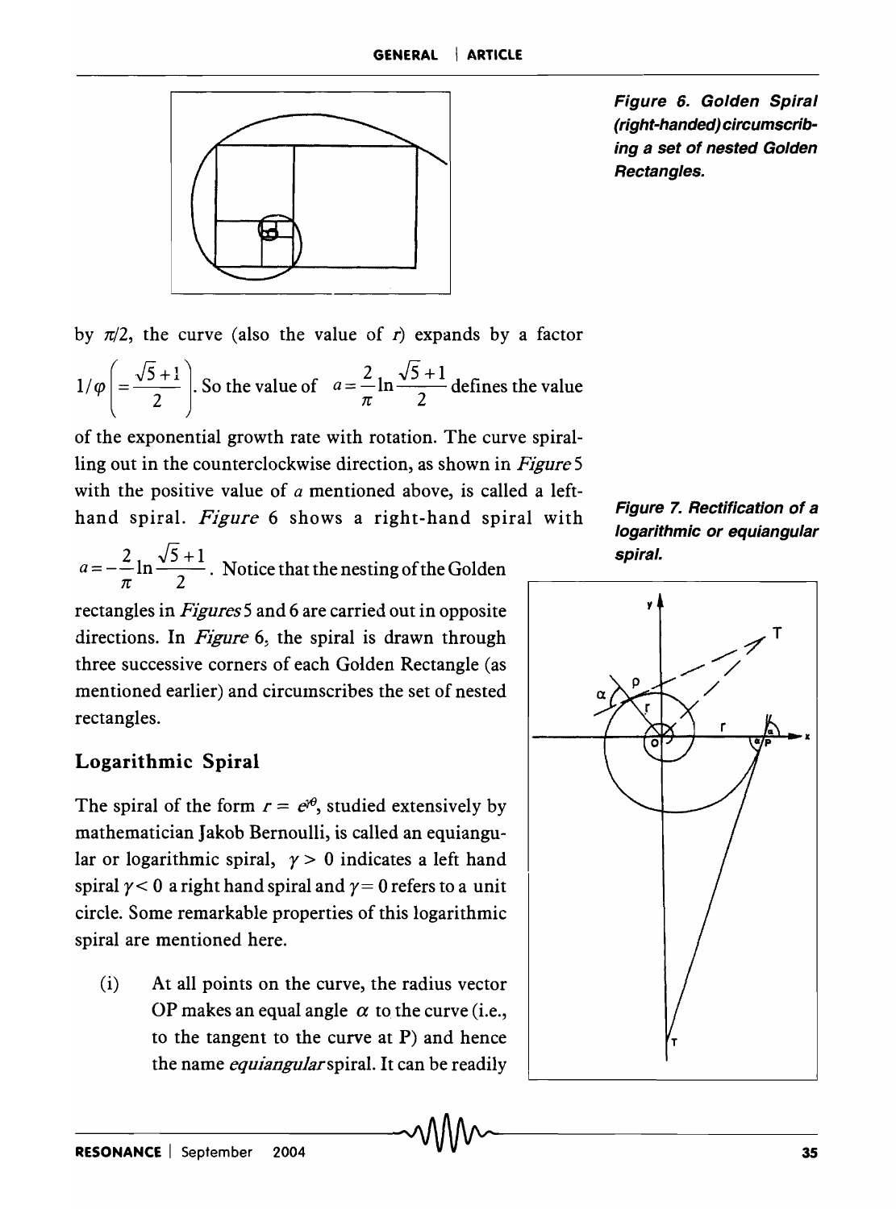Figure 6. Golden Spiral (right-handed) circumscribing a set of nested Golden Rectangles.

by $\pi/2$, the curve (also the value of $r$) expands by a factor $1/\varphi \left( = \frac{\sqrt{5}+1}{2} \right)$. So the value of $a = \frac{2}{\pi} \ln \frac{\sqrt{5}+1}{2}$ defines the value of the exponential growth rate with rotation. The curve spiralling out in the counterclockwise direction, as shown in *Figure* 5 with the positive value of $a$ mentioned above, is called a left-hand spiral. *Figure* 6 shows a right-hand spiral with $a = -\frac{2}{\pi} \ln \frac{\sqrt{5}+1}{2}$. Notice that the nesting of the Golden rectangles in *Figures* 5 and 6 are carried out in opposite directions. In *Figure* 6, the spiral is drawn through three successive corners of each Golden Rectangle (as mentioned earlier) and circumscribes the set of nested rectangles.

Figure 7. Rectification of a logarithmic or equiangular spiral.

## Logarithmic Spiral

The spiral of the form $r = e^{\gamma\theta}$, studied extensively by mathematician Jakob Bernoulli, is called an equiangular or logarithmic spiral, $\gamma > 0$ indicates a left hand spiral $\gamma < 0$ a right hand spiral and $\gamma = 0$ refers to a unit circle. Some remarkable properties of this logarithmic spiral are mentioned here.

(i) At all points on the curve, the radius vector OP makes an equal angle $\alpha$ to the curve (i.e., to the tangent to the curve at P) and hence the name *equiangular* spiral. It can be readily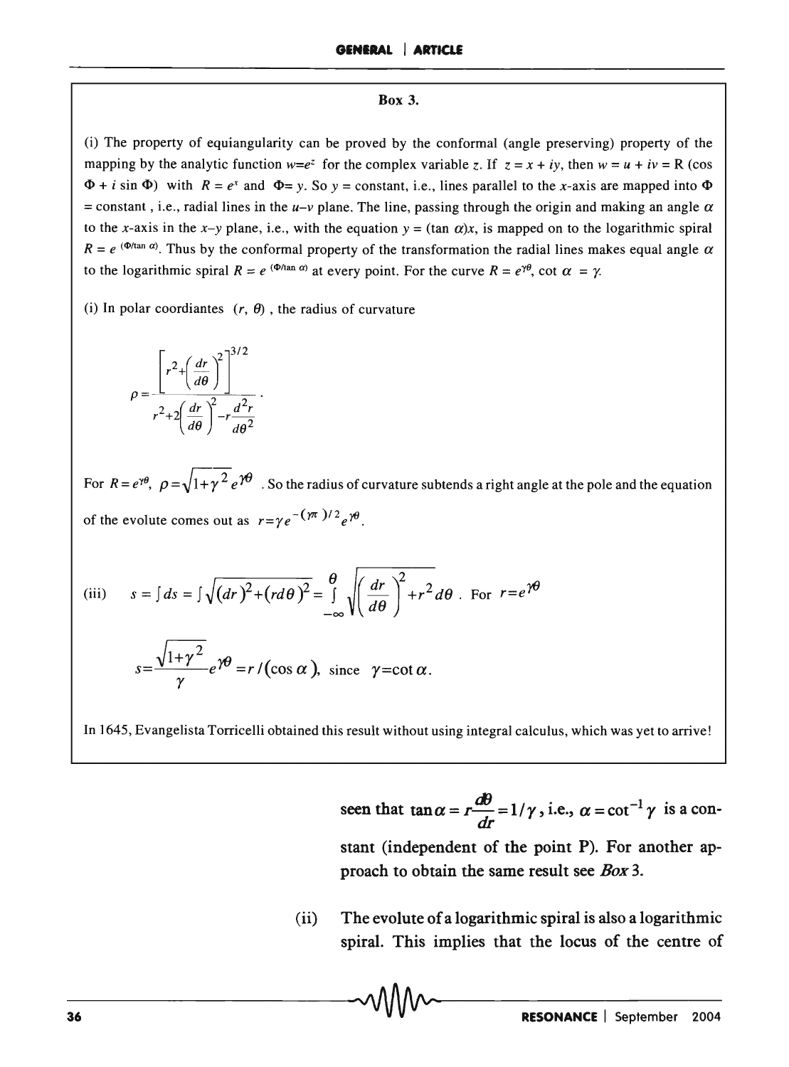**Box 3.**

(i) The property of equiangularity can be proved by the conformal (angle preserving) property of the mapping by the analytic function $w=e^z$ for the complex variable $z$. If $z = x + iy$, then $w = u + iv = R$ (cos $\Phi + i \sin \Phi$) with $R = e^x$ and $\Phi = y$. So $y$ = constant, i.e., lines parallel to the $x$-axis are mapped into $\Phi$ = constant , i.e., radial lines in the $u$–$v$ plane. The line, passing through the origin and making an angle $\alpha$ to the $x$-axis in the $x$–$y$ plane, i.e., with the equation $y = (\tan \alpha)x$, is mapped on to the logarithmic spiral $R = e^{(\Phi/\tan \alpha)}$. Thus by the conformal property of the transformation the radial lines makes equal angle $\alpha$ to the logarithmic spiral $R = e^{(\Phi/\tan \alpha)}$ at every point. For the curve $R = e^{\gamma\theta}$, $\cot \alpha = \gamma$.

(i) In polar coordiantes $(r, \theta)$ , the radius of curvature

$$\rho = \frac{\left[r^2 + \left(\frac{dr}{d\theta}\right)^2\right]^{3/2}}{r^2 + 2\left(\frac{dr}{d\theta}\right)^2 - r\frac{d^2r}{d\theta^2}}.$$

For $R = e^{\gamma\theta}$, $\rho = \sqrt{1+\gamma^2}\, e^{\gamma\theta}$ . So the radius of curvature subtends a right angle at the pole and the equation of the evolute comes out as $r = \gamma e^{-(\gamma\pi)/2} e^{\gamma\theta}$.

(iii) $s = \int ds = \int \sqrt{(dr)^2 + (rd\theta)^2} = \int_{-\infty}^{\theta} \sqrt{\left(\frac{dr}{d\theta}\right)^2 + r^2}\, d\theta$ . For $r = e^{\gamma\theta}$

$$s = \frac{\sqrt{1+\gamma^2}}{\gamma} e^{\gamma\theta} = r/(\cos \alpha), \text{ since } \gamma = \cot \alpha.$$

In 1645, Evangelista Torricelli obtained this result without using integral calculus, which was yet to arrive!

seen that $\tan \alpha = r\frac{d\theta}{dr} = 1/\gamma$, i.e., $\alpha = \cot^{-1}\gamma$ is a constant (independent of the point P). For another approach to obtain the same result see *Box* 3.

(ii) The evolute of a logarithmic spiral is also a logarithmic spiral. This implies that the locus of the centre of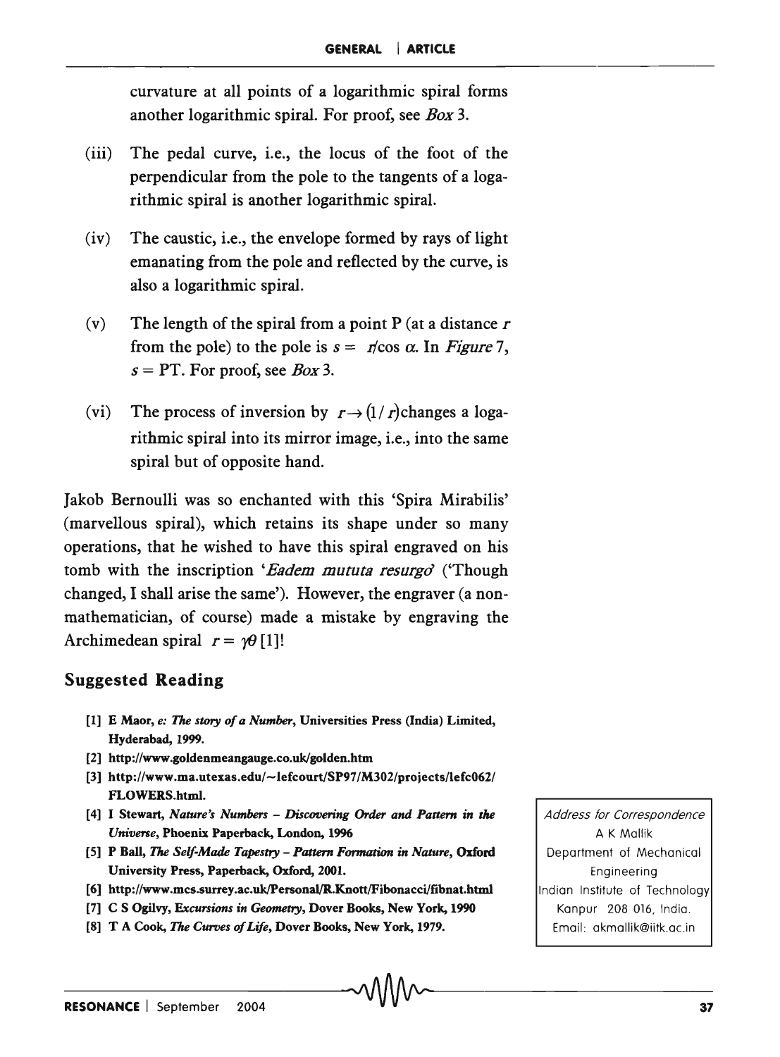curvature at all points of a logarithmic spiral forms another logarithmic spiral. For proof, see *Box* 3.

(iii) The pedal curve, i.e., the locus of the foot of the perpendicular from the pole to the tangents of a logarithmic spiral is another logarithmic spiral.

(iv) The caustic, i.e., the envelope formed by rays of light emanating from the pole and reflected by the curve, is also a logarithmic spiral.

(v) The length of the spiral from a point P (at a distance $r$ from the pole) to the pole is $s = r/\cos \alpha$. In *Figure* 7, $s =$ PT. For proof, see *Box* 3.

(vi) The process of inversion by $r \to (1/r)$ changes a logarithmic spiral into its mirror image, i.e., into the same spiral but of opposite hand.

Jakob Bernoulli was so enchanted with this 'Spira Mirabilis' (marvellous spiral), which retains its shape under so many operations, that he wished to have this spiral engraved on his tomb with the inscription '*Eadem mututa resurgo*' ('Though changed, I shall arise the same'). However, the engraver (a non-mathematician, of course) made a mistake by engraving the Archimedean spiral $r = \gamma\theta$ [1]!

## Suggested Reading

[1] E Maor, *e: The story of a Number*, Universities Press (India) Limited, Hyderabad, 1999.

[2] http://www.goldenmeangauge.co.uk/golden.htm

[3] http://www.ma.utexas.edu/~lefcourt/SP97/M302/projects/lefc062/FLOWERS.html.

[4] I Stewart, *Nature's Numbers – Discovering Order and Pattern in the Universe*, Phoenix Paperback, London, 1996

[5] P Ball, *The Self-Made Tapestry – Pattern Formation in Nature*, Oxford University Press, Paperback, Oxford, 2001.

[6] http://www.mcs.surrey.ac.uk/Personal/R.Knott/Fibonacci/fibnat.html

[7] C S Ogilvy, *Excursions in Geometry*, Dover Books, New York, 1990

[8] T A Cook, *The Curves of Life*, Dover Books, New York, 1979.

*Address for Correspondence*
A K Mallik
Department of Mechanical Engineering
Indian Institute of Technology
Kanpur 208 016, India.
Email: akmallik@iitk.ac.in